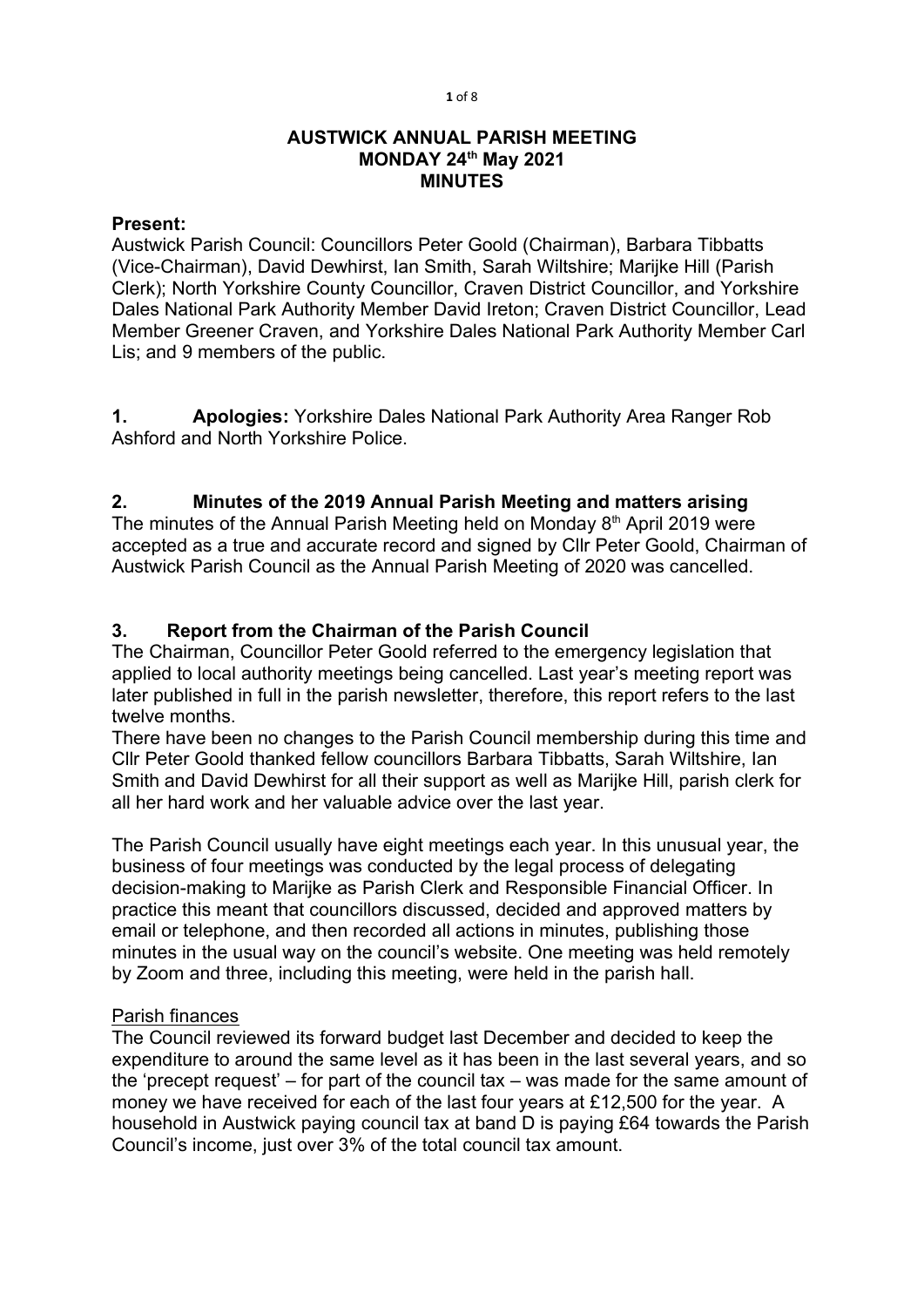# AUSTWICK ANNUAL PARISH MEETING
# MONDAY 24th May 2021
# MINUTES

**Present:**
Austwick Parish Council: Councillors Peter Goold (Chairman), Barbara Tibbatts (Vice-Chairman), David Dewhirst, Ian Smith, Sarah Wiltshire; Marijke Hill (Parish Clerk); North Yorkshire County Councillor, Craven District Councillor, and Yorkshire Dales National Park Authority Member David Ireton; Craven District Councillor, Lead Member Greener Craven, and Yorkshire Dales National Park Authority Member Carl Lis; and 9 members of the public.

## 1. Apologies:

Yorkshire Dales National Park Authority Area Ranger Rob Ashford and North Yorkshire Police.

## 2. Minutes of the 2019 Annual Parish Meeting and matters arising

The minutes of the Annual Parish Meeting held on Monday 8th April 2019 were accepted as a true and accurate record and signed by Cllr Peter Goold, Chairman of Austwick Parish Council as the Annual Parish Meeting of 2020 was cancelled.

## 3. Report from the Chairman of the Parish Council

The Chairman, Councillor Peter Goold referred to the emergency legislation that applied to local authority meetings being cancelled. Last year's meeting report was later published in full in the parish newsletter, therefore, this report refers to the last twelve months.

There have been no changes to the Parish Council membership during this time and Cllr Peter Goold thanked fellow councillors Barbara Tibbatts, Sarah Wiltshire, Ian Smith and David Dewhirst for all their support as well as Marijke Hill, parish clerk for all her hard work and her valuable advice over the last year.

The Parish Council usually have eight meetings each year. In this unusual year, the business of four meetings was conducted by the legal process of delegating decision-making to Marijke as Parish Clerk and Responsible Financial Officer. In practice this meant that councillors discussed, decided and approved matters by email or telephone, and then recorded all actions in minutes, publishing those minutes in the usual way on the council's website. One meeting was held remotely by Zoom and three, including this meeting, were held in the parish hall.

### Parish finances

The Council reviewed its forward budget last December and decided to keep the expenditure to around the same level as it has been in the last several years, and so the 'precept request' – for part of the council tax – was made for the same amount of money we have received for each of the last four years at £12,500 for the year. A household in Austwick paying council tax at band D is paying £64 towards the Parish Council's income, just over 3% of the total council tax amount.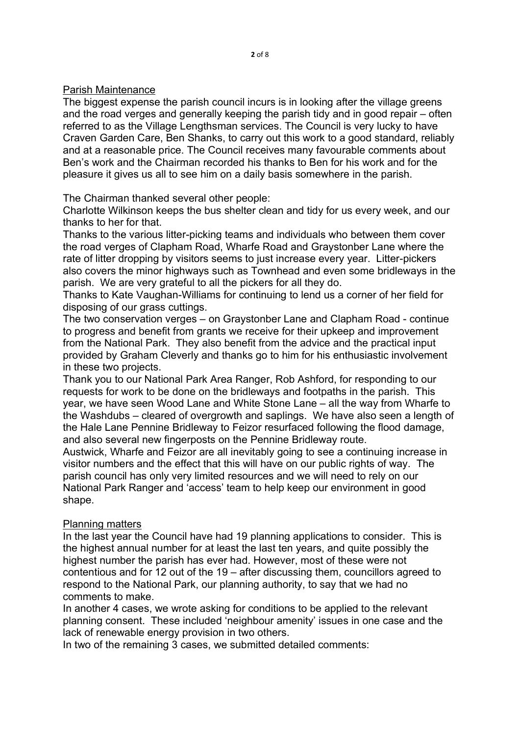## Parish Maintenance

The biggest expense the parish council incurs is in looking after the village greens and the road verges and generally keeping the parish tidy and in good repair – often referred to as the Village Lengthsman services. The Council is very lucky to have Craven Garden Care, Ben Shanks, to carry out this work to a good standard, reliably and at a reasonable price. The Council receives many favourable comments about Ben's work and the Chairman recorded his thanks to Ben for his work and for the pleasure it gives us all to see him on a daily basis somewhere in the parish.

The Chairman thanked several other people:

Charlotte Wilkinson keeps the bus shelter clean and tidy for us every week, and our thanks to her for that.

Thanks to the various litter-picking teams and individuals who between them cover the road verges of Clapham Road, Wharfe Road and Graystonber Lane where the rate of litter dropping by visitors seems to just increase every year. Litter-pickers also covers the minor highways such as Townhead and even some bridleways in the parish. We are very grateful to all the pickers for all they do.

Thanks to Kate Vaughan-Williams for continuing to lend us a corner of her field for disposing of our grass cuttings.

The two conservation verges – on Graystonber Lane and Clapham Road - continue to progress and benefit from grants we receive for their upkeep and improvement from the National Park. They also benefit from the advice and the practical input provided by Graham Cleverly and thanks go to him for his enthusiastic involvement in these two projects.

Thank you to our National Park Area Ranger, Rob Ashford, for responding to our requests for work to be done on the bridleways and footpaths in the parish. This year, we have seen Wood Lane and White Stone Lane – all the way from Wharfe to the Washdubs – cleared of overgrowth and saplings. We have also seen a length of the Hale Lane Pennine Bridleway to Feizor resurfaced following the flood damage, and also several new fingerposts on the Pennine Bridleway route.

Austwick, Wharfe and Feizor are all inevitably going to see a continuing increase in visitor numbers and the effect that this will have on our public rights of way. The parish council has only very limited resources and we will need to rely on our National Park Ranger and 'access' team to help keep our environment in good shape.

## Planning matters

In the last year the Council have had 19 planning applications to consider. This is the highest annual number for at least the last ten years, and quite possibly the highest number the parish has ever had. However, most of these were not contentious and for 12 out of the 19 – after discussing them, councillors agreed to respond to the National Park, our planning authority, to say that we had no comments to make.

In another 4 cases, we wrote asking for conditions to be applied to the relevant planning consent. These included 'neighbour amenity' issues in one case and the lack of renewable energy provision in two others.

In two of the remaining 3 cases, we submitted detailed comments: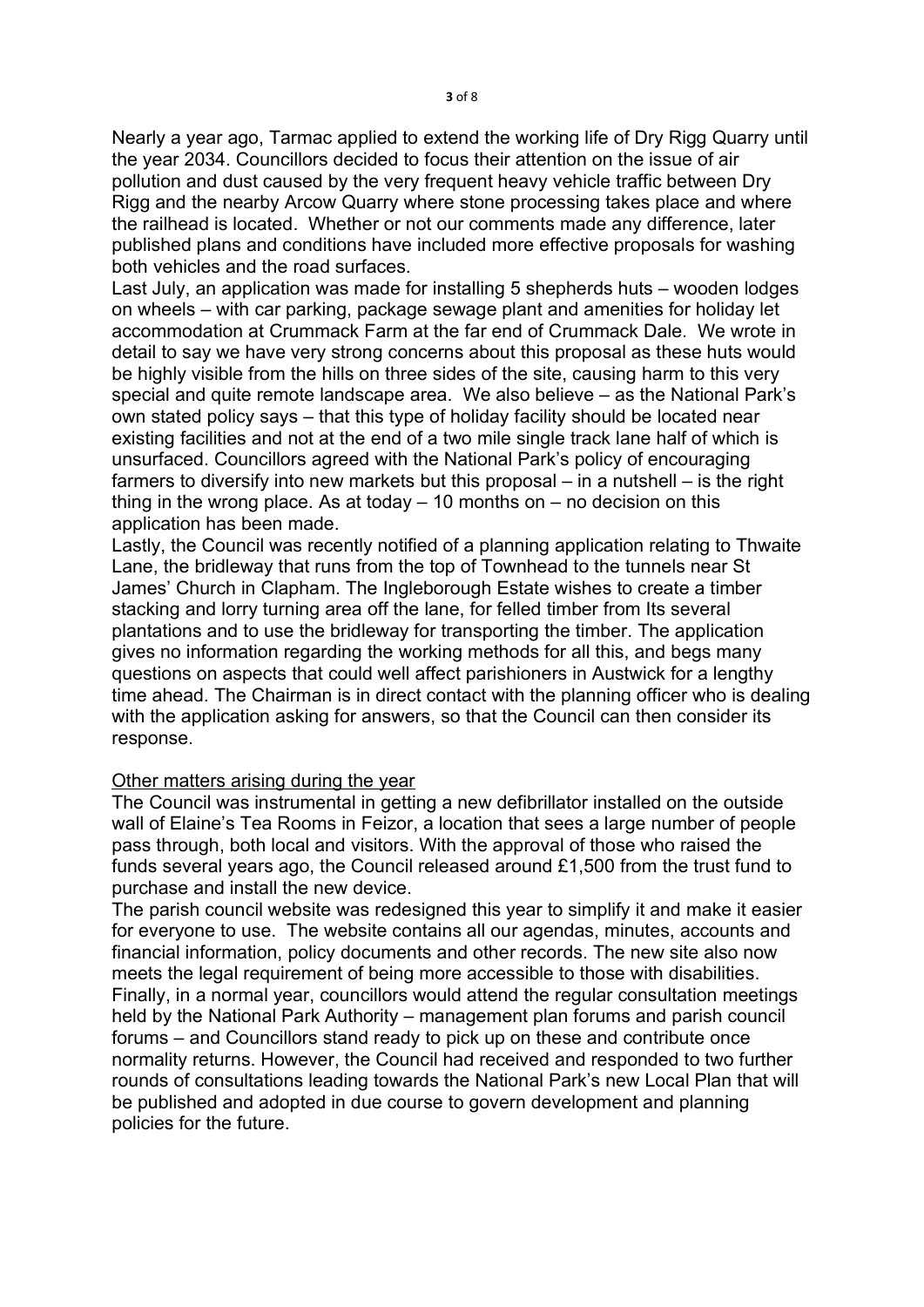Nearly a year ago, Tarmac applied to extend the working life of Dry Rigg Quarry until the year 2034. Councillors decided to focus their attention on the issue of air pollution and dust caused by the very frequent heavy vehicle traffic between Dry Rigg and the nearby Arcow Quarry where stone processing takes place and where the railhead is located. Whether or not our comments made any difference, later published plans and conditions have included more effective proposals for washing both vehicles and the road surfaces.

Last July, an application was made for installing 5 shepherds huts – wooden lodges on wheels – with car parking, package sewage plant and amenities for holiday let accommodation at Crummack Farm at the far end of Crummack Dale. We wrote in detail to say we have very strong concerns about this proposal as these huts would be highly visible from the hills on three sides of the site, causing harm to this very special and quite remote landscape area. We also believe – as the National Park's own stated policy says – that this type of holiday facility should be located near existing facilities and not at the end of a two mile single track lane half of which is unsurfaced. Councillors agreed with the National Park's policy of encouraging farmers to diversify into new markets but this proposal – in a nutshell – is the right thing in the wrong place. As at today – 10 months on – no decision on this application has been made.

Lastly, the Council was recently notified of a planning application relating to Thwaite Lane, the bridleway that runs from the top of Townhead to the tunnels near St James' Church in Clapham. The Ingleborough Estate wishes to create a timber stacking and lorry turning area off the lane, for felled timber from Its several plantations and to use the bridleway for transporting the timber. The application gives no information regarding the working methods for all this, and begs many questions on aspects that could well affect parishioners in Austwick for a lengthy time ahead. The Chairman is in direct contact with the planning officer who is dealing with the application asking for answers, so that the Council can then consider its response.

<u>Other matters arising during the year</u>

The Council was instrumental in getting a new defibrillator installed on the outside wall of Elaine's Tea Rooms in Feizor, a location that sees a large number of people pass through, both local and visitors. With the approval of those who raised the funds several years ago, the Council released around £1,500 from the trust fund to purchase and install the new device.

The parish council website was redesigned this year to simplify it and make it easier for everyone to use. The website contains all our agendas, minutes, accounts and financial information, policy documents and other records. The new site also now meets the legal requirement of being more accessible to those with disabilities.

Finally, in a normal year, councillors would attend the regular consultation meetings held by the National Park Authority – management plan forums and parish council forums – and Councillors stand ready to pick up on these and contribute once normality returns. However, the Council had received and responded to two further rounds of consultations leading towards the National Park's new Local Plan that will be published and adopted in due course to govern development and planning policies for the future.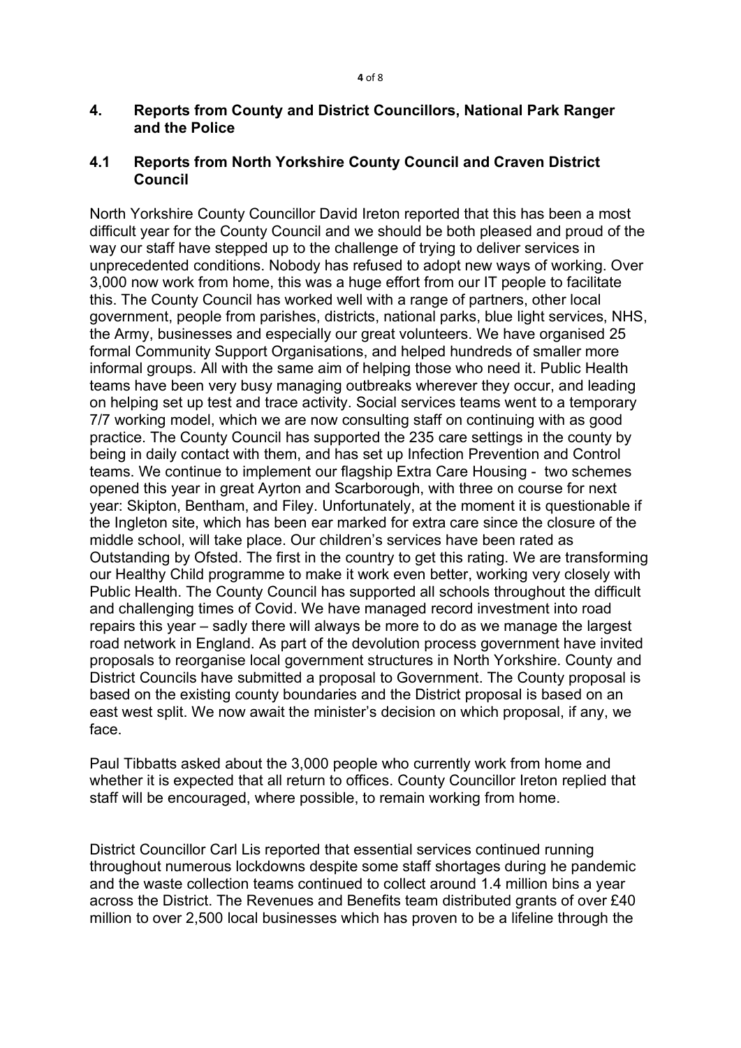## 4. Reports from County and District Councillors, National Park Ranger and the Police

### 4.1 Reports from North Yorkshire County Council and Craven District Council

North Yorkshire County Councillor David Ireton reported that this has been a most difficult year for the County Council and we should be both pleased and proud of the way our staff have stepped up to the challenge of trying to deliver services in unprecedented conditions. Nobody has refused to adopt new ways of working. Over 3,000 now work from home, this was a huge effort from our IT people to facilitate this. The County Council has worked well with a range of partners, other local government, people from parishes, districts, national parks, blue light services, NHS, the Army, businesses and especially our great volunteers. We have organised 25 formal Community Support Organisations, and helped hundreds of smaller more informal groups. All with the same aim of helping those who need it. Public Health teams have been very busy managing outbreaks wherever they occur, and leading on helping set up test and trace activity. Social services teams went to a temporary 7/7 working model, which we are now consulting staff on continuing with as good practice. The County Council has supported the 235 care settings in the county by being in daily contact with them, and has set up Infection Prevention and Control teams. We continue to implement our flagship Extra Care Housing - two schemes opened this year in great Ayrton and Scarborough, with three on course for next year: Skipton, Bentham, and Filey. Unfortunately, at the moment it is questionable if the Ingleton site, which has been ear marked for extra care since the closure of the middle school, will take place. Our children's services have been rated as Outstanding by Ofsted. The first in the country to get this rating. We are transforming our Healthy Child programme to make it work even better, working very closely with Public Health. The County Council has supported all schools throughout the difficult and challenging times of Covid. We have managed record investment into road repairs this year – sadly there will always be more to do as we manage the largest road network in England. As part of the devolution process government have invited proposals to reorganise local government structures in North Yorkshire. County and District Councils have submitted a proposal to Government. The County proposal is based on the existing county boundaries and the District proposal is based on an east west split. We now await the minister's decision on which proposal, if any, we face.

Paul Tibbatts asked about the 3,000 people who currently work from home and whether it is expected that all return to offices. County Councillor Ireton replied that staff will be encouraged, where possible, to remain working from home.

District Councillor Carl Lis reported that essential services continued running throughout numerous lockdowns despite some staff shortages during he pandemic and the waste collection teams continued to collect around 1.4 million bins a year across the District. The Revenues and Benefits team distributed grants of over £40 million to over 2,500 local businesses which has proven to be a lifeline through the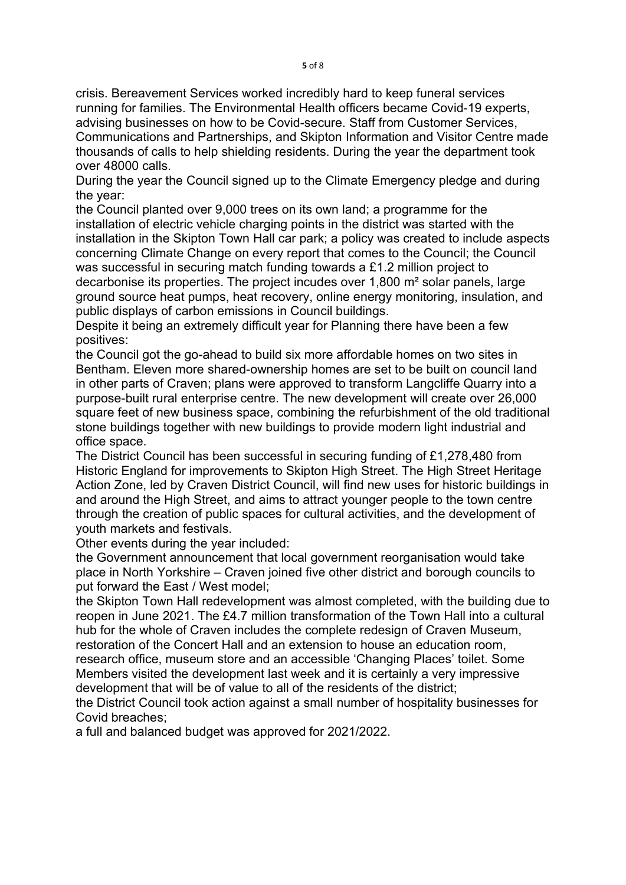crisis. Bereavement Services worked incredibly hard to keep funeral services running for families. The Environmental Health officers became Covid-19 experts, advising businesses on how to be Covid-secure. Staff from Customer Services, Communications and Partnerships, and Skipton Information and Visitor Centre made thousands of calls to help shielding residents. During the year the department took over 48000 calls.

During the year the Council signed up to the Climate Emergency pledge and during the year:

the Council planted over 9,000 trees on its own land; a programme for the installation of electric vehicle charging points in the district was started with the installation in the Skipton Town Hall car park; a policy was created to include aspects concerning Climate Change on every report that comes to the Council; the Council was successful in securing match funding towards a £1.2 million project to decarbonise its properties. The project incudes over 1,800 m² solar panels, large ground source heat pumps, heat recovery, online energy monitoring, insulation, and public displays of carbon emissions in Council buildings.

Despite it being an extremely difficult year for Planning there have been a few positives:

the Council got the go-ahead to build six more affordable homes on two sites in Bentham. Eleven more shared-ownership homes are set to be built on council land in other parts of Craven; plans were approved to transform Langcliffe Quarry into a purpose-built rural enterprise centre. The new development will create over 26,000 square feet of new business space, combining the refurbishment of the old traditional stone buildings together with new buildings to provide modern light industrial and office space.

The District Council has been successful in securing funding of £1,278,480 from Historic England for improvements to Skipton High Street. The High Street Heritage Action Zone, led by Craven District Council, will find new uses for historic buildings in and around the High Street, and aims to attract younger people to the town centre through the creation of public spaces for cultural activities, and the development of youth markets and festivals.

Other events during the year included:

the Government announcement that local government reorganisation would take place in North Yorkshire – Craven joined five other district and borough councils to put forward the East / West model;

the Skipton Town Hall redevelopment was almost completed, with the building due to reopen in June 2021. The £4.7 million transformation of the Town Hall into a cultural hub for the whole of Craven includes the complete redesign of Craven Museum, restoration of the Concert Hall and an extension to house an education room, research office, museum store and an accessible 'Changing Places' toilet. Some Members visited the development last week and it is certainly a very impressive development that will be of value to all of the residents of the district;

the District Council took action against a small number of hospitality businesses for Covid breaches;

a full and balanced budget was approved for 2021/2022.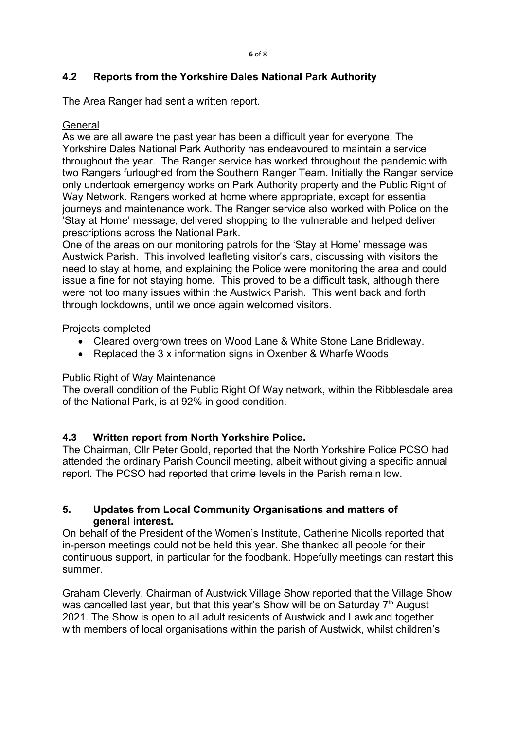## 4.2 Reports from the Yorkshire Dales National Park Authority

The Area Ranger had sent a written report.

General

As we are all aware the past year has been a difficult year for everyone. The Yorkshire Dales National Park Authority has endeavoured to maintain a service throughout the year. The Ranger service has worked throughout the pandemic with two Rangers furloughed from the Southern Ranger Team. Initially the Ranger service only undertook emergency works on Park Authority property and the Public Right of Way Network. Rangers worked at home where appropriate, except for essential journeys and maintenance work. The Ranger service also worked with Police on the 'Stay at Home' message, delivered shopping to the vulnerable and helped deliver prescriptions across the National Park.

One of the areas on our monitoring patrols for the 'Stay at Home' message was Austwick Parish. This involved leafleting visitor's cars, discussing with visitors the need to stay at home, and explaining the Police were monitoring the area and could issue a fine for not staying home. This proved to be a difficult task, although there were not too many issues within the Austwick Parish. This went back and forth through lockdowns, until we once again welcomed visitors.

Projects completed

- Cleared overgrown trees on Wood Lane & White Stone Lane Bridleway.
- Replaced the 3 x information signs in Oxenber & Wharfe Woods

Public Right of Way Maintenance

The overall condition of the Public Right Of Way network, within the Ribblesdale area of the National Park, is at 92% in good condition.

## 4.3 Written report from North Yorkshire Police.

The Chairman, Cllr Peter Goold, reported that the North Yorkshire Police PCSO had attended the ordinary Parish Council meeting, albeit without giving a specific annual report. The PCSO had reported that crime levels in the Parish remain low.

## 5. Updates from Local Community Organisations and matters of general interest.

On behalf of the President of the Women's Institute, Catherine Nicolls reported that in-person meetings could not be held this year. She thanked all people for their continuous support, in particular for the foodbank. Hopefully meetings can restart this summer.

Graham Cleverly, Chairman of Austwick Village Show reported that the Village Show was cancelled last year, but that this year's Show will be on Saturday 7th August 2021. The Show is open to all adult residents of Austwick and Lawkland together with members of local organisations within the parish of Austwick, whilst children's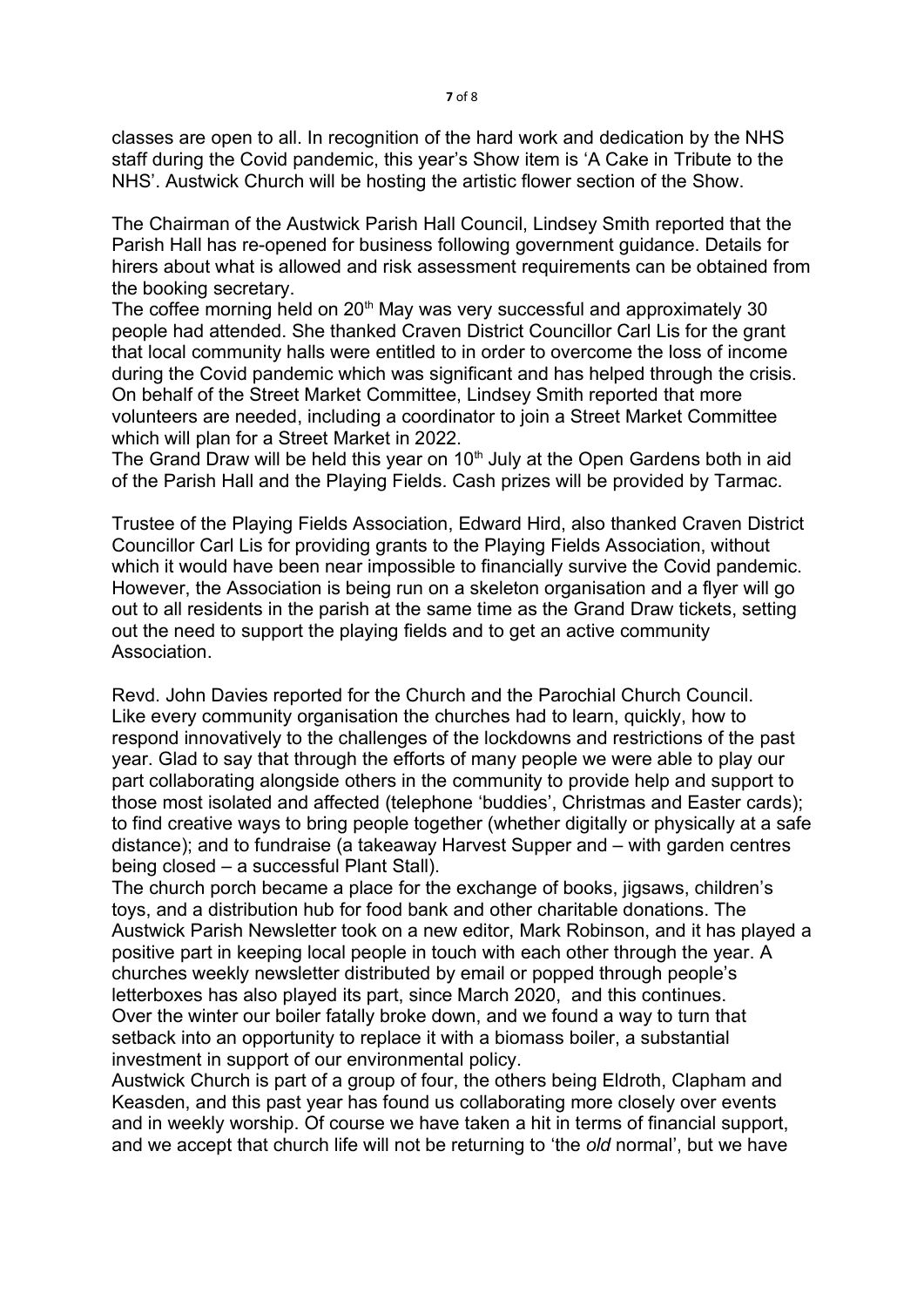classes are open to all. In recognition of the hard work and dedication by the NHS staff during the Covid pandemic, this year's Show item is 'A Cake in Tribute to the NHS'. Austwick Church will be hosting the artistic flower section of the Show.

The Chairman of the Austwick Parish Hall Council, Lindsey Smith reported that the Parish Hall has re-opened for business following government guidance. Details for hirers about what is allowed and risk assessment requirements can be obtained from the booking secretary.
The coffee morning held on 20th May was very successful and approximately 30 people had attended. She thanked Craven District Councillor Carl Lis for the grant that local community halls were entitled to in order to overcome the loss of income during the Covid pandemic which was significant and has helped through the crisis. On behalf of the Street Market Committee, Lindsey Smith reported that more volunteers are needed, including a coordinator to join a Street Market Committee which will plan for a Street Market in 2022.
The Grand Draw will be held this year on 10th July at the Open Gardens both in aid of the Parish Hall and the Playing Fields. Cash prizes will be provided by Tarmac.

Trustee of the Playing Fields Association, Edward Hird, also thanked Craven District Councillor Carl Lis for providing grants to the Playing Fields Association, without which it would have been near impossible to financially survive the Covid pandemic. However, the Association is being run on a skeleton organisation and a flyer will go out to all residents in the parish at the same time as the Grand Draw tickets, setting out the need to support the playing fields and to get an active community Association.

Revd. John Davies reported for the Church and the Parochial Church Council.
Like every community organisation the churches had to learn, quickly, how to respond innovatively to the challenges of the lockdowns and restrictions of the past year. Glad to say that through the efforts of many people we were able to play our part collaborating alongside others in the community to provide help and support to those most isolated and affected (telephone 'buddies', Christmas and Easter cards); to find creative ways to bring people together (whether digitally or physically at a safe distance); and to fundraise (a takeaway Harvest Supper and – with garden centres being closed – a successful Plant Stall).
The church porch became a place for the exchange of books, jigsaws, children's toys, and a distribution hub for food bank and other charitable donations. The Austwick Parish Newsletter took on a new editor, Mark Robinson, and it has played a positive part in keeping local people in touch with each other through the year. A churches weekly newsletter distributed by email or popped through people's letterboxes has also played its part, since March 2020, and this continues.
Over the winter our boiler fatally broke down, and we found a way to turn that setback into an opportunity to replace it with a biomass boiler, a substantial investment in support of our environmental policy.
Austwick Church is part of a group of four, the others being Eldroth, Clapham and Keasden, and this past year has found us collaborating more closely over events and in weekly worship. Of course we have taken a hit in terms of financial support, and we accept that church life will not be returning to 'the *old* normal', but we have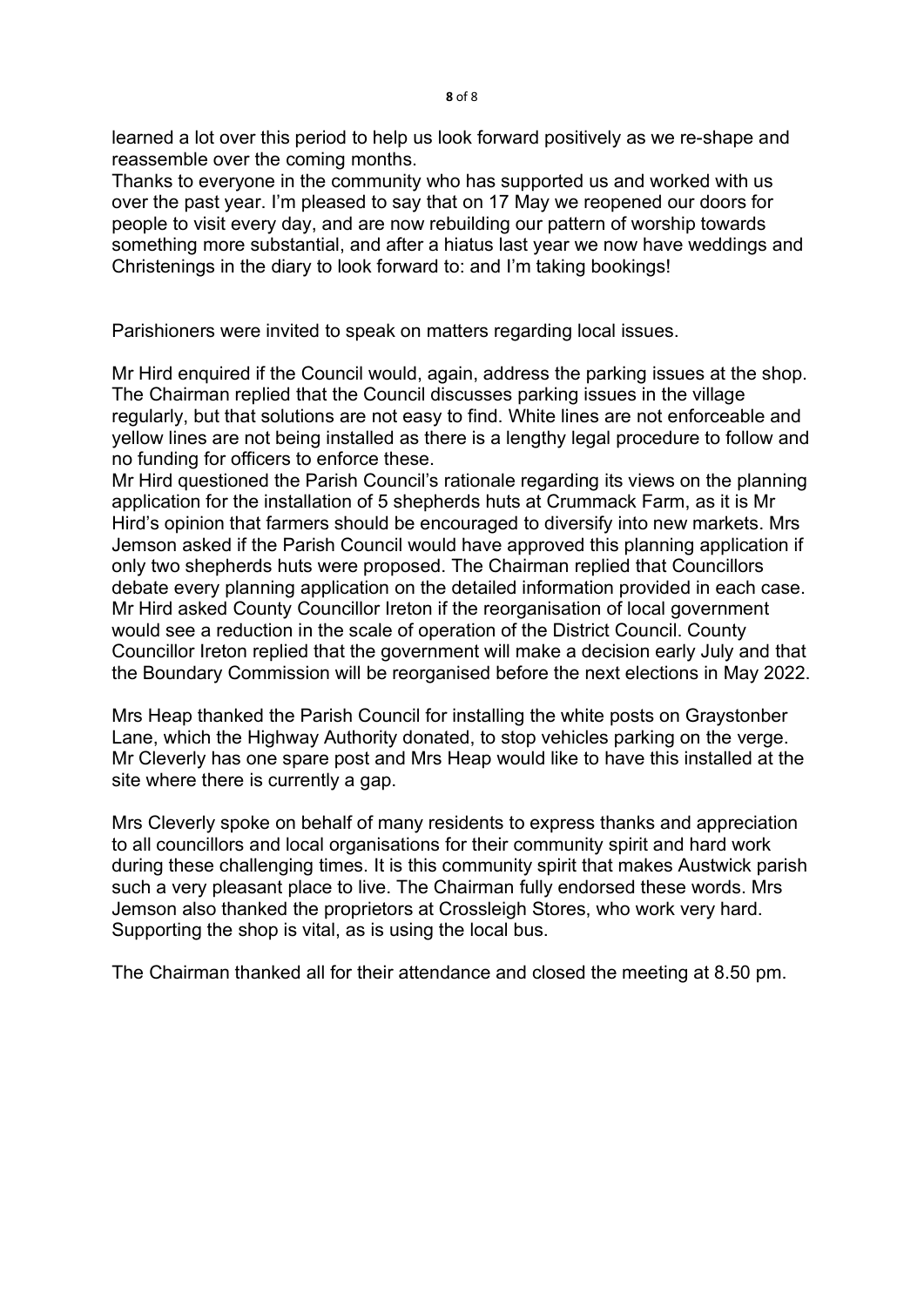learned a lot over this period to help us look forward positively as we re-shape and reassemble over the coming months.
Thanks to everyone in the community who has supported us and worked with us over the past year. I'm pleased to say that on 17 May we reopened our doors for people to visit every day, and are now rebuilding our pattern of worship towards something more substantial, and after a hiatus last year we now have weddings and Christenings in the diary to look forward to: and I'm taking bookings!

Parishioners were invited to speak on matters regarding local issues.

Mr Hird enquired if the Council would, again, address the parking issues at the shop. The Chairman replied that the Council discusses parking issues in the village regularly, but that solutions are not easy to find. White lines are not enforceable and yellow lines are not being installed as there is a lengthy legal procedure to follow and no funding for officers to enforce these.
Mr Hird questioned the Parish Council's rationale regarding its views on the planning application for the installation of 5 shepherds huts at Crummack Farm, as it is Mr Hird's opinion that farmers should be encouraged to diversify into new markets. Mrs Jemson asked if the Parish Council would have approved this planning application if only two shepherds huts were proposed. The Chairman replied that Councillors debate every planning application on the detailed information provided in each case.
Mr Hird asked County Councillor Ireton if the reorganisation of local government would see a reduction in the scale of operation of the District Council. County Councillor Ireton replied that the government will make a decision early July and that the Boundary Commission will be reorganised before the next elections in May 2022.

Mrs Heap thanked the Parish Council for installing the white posts on Graystonber Lane, which the Highway Authority donated, to stop vehicles parking on the verge. Mr Cleverly has one spare post and Mrs Heap would like to have this installed at the site where there is currently a gap.

Mrs Cleverly spoke on behalf of many residents to express thanks and appreciation to all councillors and local organisations for their community spirit and hard work during these challenging times. It is this community spirit that makes Austwick parish such a very pleasant place to live. The Chairman fully endorsed these words. Mrs Jemson also thanked the proprietors at Crossleigh Stores, who work very hard. Supporting the shop is vital, as is using the local bus.

The Chairman thanked all for their attendance and closed the meeting at 8.50 pm.